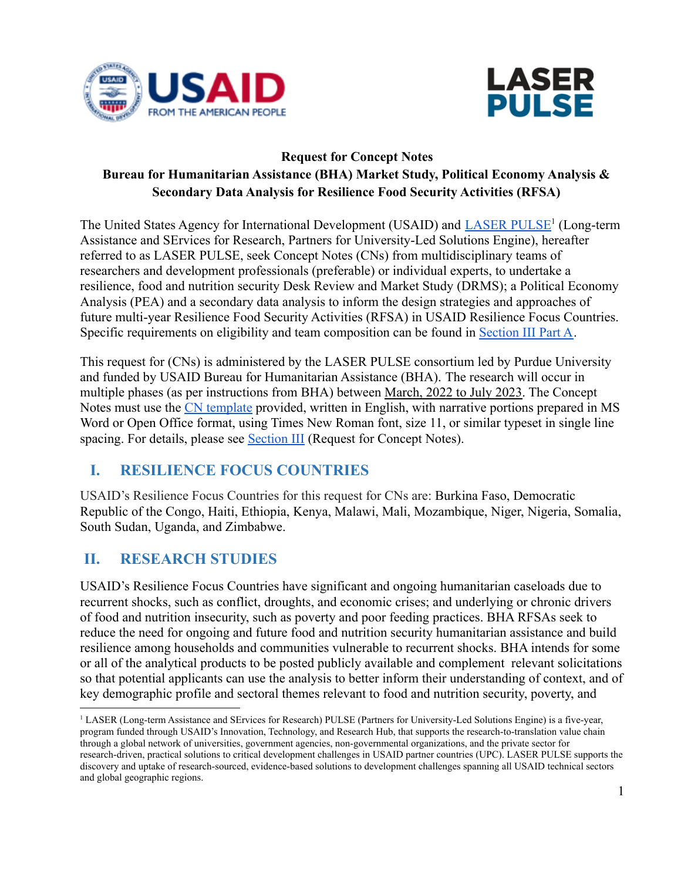**Request for Concept Notes**

**Bureau for Humanitarian Assistance (BHA) Market Study, Political Economy Analysis & Secondary Data Analysis for Resilience Food Security Activities (RFSA)**

The United States Agency for International Development (USAID) and [LASER PULSE](#)[1] (Long-term Assistance and SErvices for Research, Partners for University-Led Solutions Engine), hereafter referred to as LASER PULSE, seek Concept Notes (CNs) from multidisciplinary teams of researchers and development professionals (preferable) or individual experts, to undertake a resilience, food and nutrition security Desk Review and Market Study (DRMS); a Political Economy Analysis (PEA) and a secondary data analysis to inform the design strategies and approaches of future multi-year Resilience Food Security Activities (RFSA) in USAID Resilience Focus Countries. Specific requirements on eligibility and team composition can be found in [Section III Part A](#).

This request for (CNs) is administered by the LASER PULSE consortium led by Purdue University and funded by USAID Bureau for Humanitarian Assistance (BHA). The research will occur in multiple phases (as per instructions from BHA) between March, 2022 to July 2023. The Concept Notes must use the [CN template](#) provided, written in English, with narrative portions prepared in MS Word or Open Office format, using Times New Roman font, size 11, or similar typeset in single line spacing. For details, please see [Section III](#) (Request for Concept Notes).

## I. RESILIENCE FOCUS COUNTRIES

USAID's Resilience Focus Countries for this request for CNs are: Burkina Faso, Democratic Republic of the Congo, Haiti, Ethiopia, Kenya, Malawi, Mali, Mozambique, Niger, Nigeria, Somalia, South Sudan, Uganda, and Zimbabwe.

## II. RESEARCH STUDIES

USAID's Resilience Focus Countries have significant and ongoing humanitarian caseloads due to recurrent shocks, such as conflict, droughts, and economic crises; and underlying or chronic drivers of food and nutrition insecurity, such as poverty and poor feeding practices. BHA RFSAs seek to reduce the need for ongoing and future food and nutrition security humanitarian assistance and build resilience among households and communities vulnerable to recurrent shocks. BHA intends for some or all of the analytical products to be posted publicly available and complement relevant solicitations so that potential applicants can use the analysis to better inform their understanding of context, and of key demographic profile and sectoral themes relevant to food and nutrition security, poverty, and

---

[1] LASER (Long-term Assistance and SErvices for Research) PULSE (Partners for University-Led Solutions Engine) is a five-year, program funded through USAID's Innovation, Technology, and Research Hub, that supports the research-to-translation value chain through a global network of universities, government agencies, non-governmental organizations, and the private sector for research-driven, practical solutions to critical development challenges in USAID partner countries (UPC). LASER PULSE supports the discovery and uptake of research-sourced, evidence-based solutions to development challenges spanning all USAID technical sectors and global geographic regions.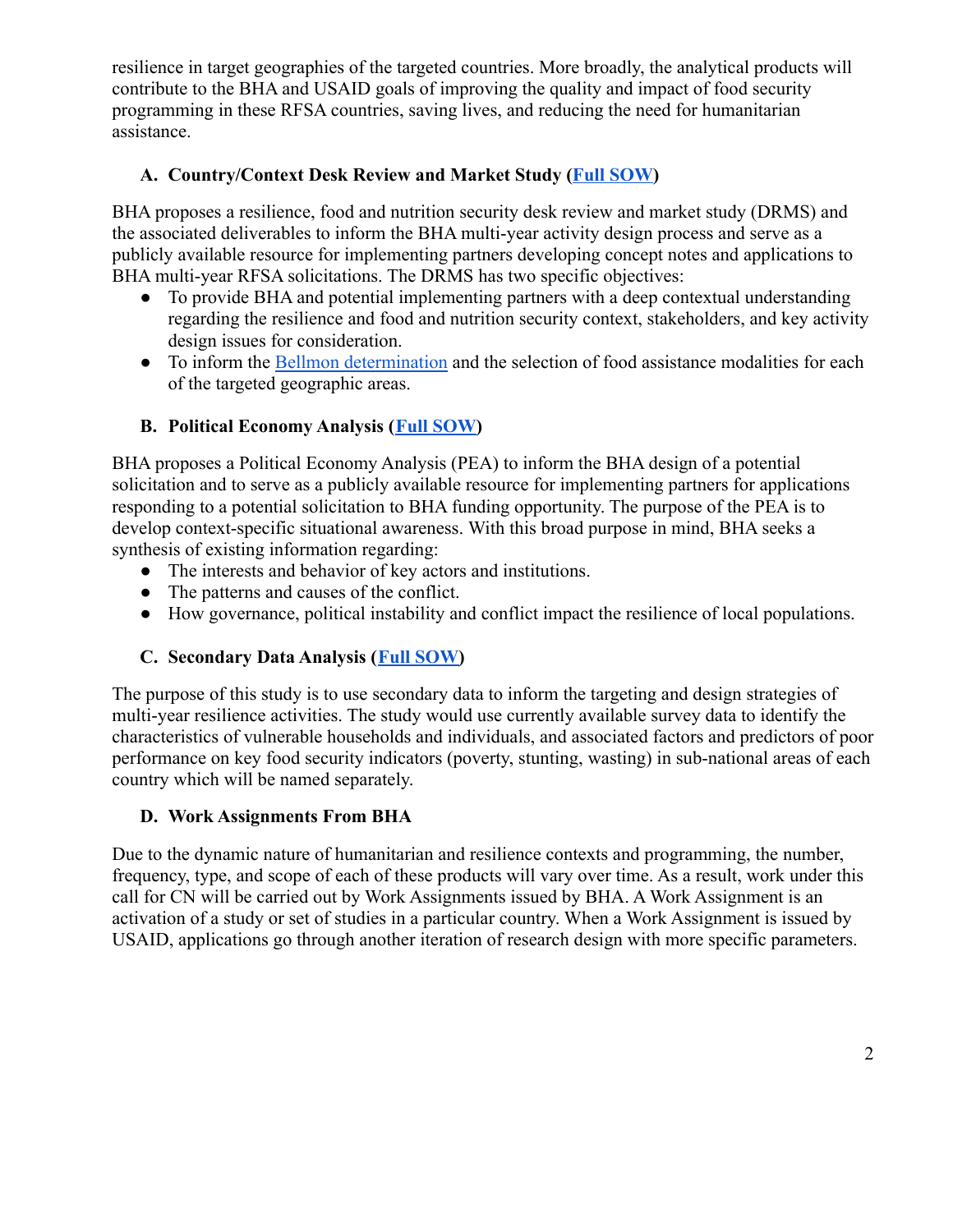resilience in target geographies of the targeted countries. More broadly, the analytical products will contribute to the BHA and USAID goals of improving the quality and impact of food security programming in these RFSA countries, saving lives, and reducing the need for humanitarian assistance.

### A. Country/Context Desk Review and Market Study (Full SOW)

BHA proposes a resilience, food and nutrition security desk review and market study (DRMS) and the associated deliverables to inform the BHA multi-year activity design process and serve as a publicly available resource for implementing partners developing concept notes and applications to BHA multi-year RFSA solicitations. The DRMS has two specific objectives:

- To provide BHA and potential implementing partners with a deep contextual understanding regarding the resilience and food and nutrition security context, stakeholders, and key activity design issues for consideration.
- To inform the Bellmon determination and the selection of food assistance modalities for each of the targeted geographic areas.

### B. Political Economy Analysis (Full SOW)

BHA proposes a Political Economy Analysis (PEA) to inform the BHA design of a potential solicitation and to serve as a publicly available resource for implementing partners for applications responding to a potential solicitation to BHA funding opportunity. The purpose of the PEA is to develop context-specific situational awareness. With this broad purpose in mind, BHA seeks a synthesis of existing information regarding:

- The interests and behavior of key actors and institutions.
- The patterns and causes of the conflict.
- How governance, political instability and conflict impact the resilience of local populations.

### C. Secondary Data Analysis (Full SOW)

The purpose of this study is to use secondary data to inform the targeting and design strategies of multi-year resilience activities. The study would use currently available survey data to identify the characteristics of vulnerable households and individuals, and associated factors and predictors of poor performance on key food security indicators (poverty, stunting, wasting) in sub-national areas of each country which will be named separately.

### D. Work Assignments From BHA

Due to the dynamic nature of humanitarian and resilience contexts and programming, the number, frequency, type, and scope of each of these products will vary over time. As a result, work under this call for CN will be carried out by Work Assignments issued by BHA. A Work Assignment is an activation of a study or set of studies in a particular country. When a Work Assignment is issued by USAID, applications go through another iteration of research design with more specific parameters.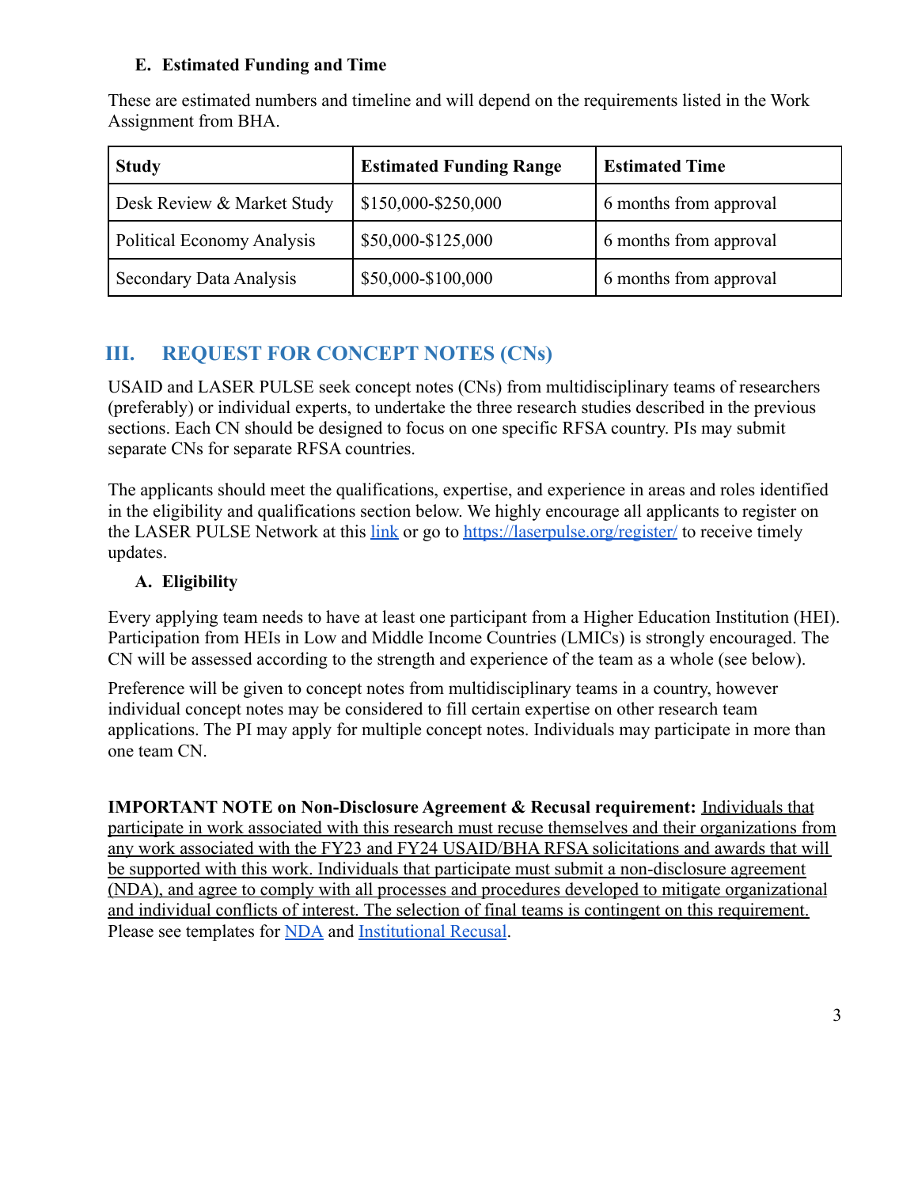### E. Estimated Funding and Time

These are estimated numbers and timeline and will depend on the requirements listed in the Work Assignment from BHA.

| Study | Estimated Funding Range | Estimated Time |
|---|---|---|
| Desk Review & Market Study | $150,000-$250,000 | 6 months from approval |
| Political Economy Analysis | $50,000-$125,000 | 6 months from approval |
| Secondary Data Analysis | $50,000-$100,000 | 6 months from approval |

## III. REQUEST FOR CONCEPT NOTES (CNs)

USAID and LASER PULSE seek concept notes (CNs) from multidisciplinary teams of researchers (preferably) or individual experts, to undertake the three research studies described in the previous sections. Each CN should be designed to focus on one specific RFSA country. PIs may submit separate CNs for separate RFSA countries.

The applicants should meet the qualifications, expertise, and experience in areas and roles identified in the eligibility and qualifications section below. We highly encourage all applicants to register on the LASER PULSE Network at this [link](https://laserpulse.org/register/) or go to [https://laserpulse.org/register/](https://laserpulse.org/register/) to receive timely updates.

### A. Eligibility

Every applying team needs to have at least one participant from a Higher Education Institution (HEI). Participation from HEIs in Low and Middle Income Countries (LMICs) is strongly encouraged. The CN will be assessed according to the strength and experience of the team as a whole (see below).

Preference will be given to concept notes from multidisciplinary teams in a country, however individual concept notes may be considered to fill certain expertise on other research team applications. The PI may apply for multiple concept notes. Individuals may participate in more than one team CN.

**IMPORTANT NOTE on Non-Disclosure Agreement & Recusal requirement:** Individuals that participate in work associated with this research must recuse themselves and their organizations from any work associated with the FY23 and FY24 USAID/BHA RFSA solicitations and awards that will be supported with this work. Individuals that participate must submit a non-disclosure agreement (NDA), and agree to comply with all processes and procedures developed to mitigate organizational and individual conflicts of interest. The selection of final teams is contingent on this requirement. Please see templates for NDA and Institutional Recusal.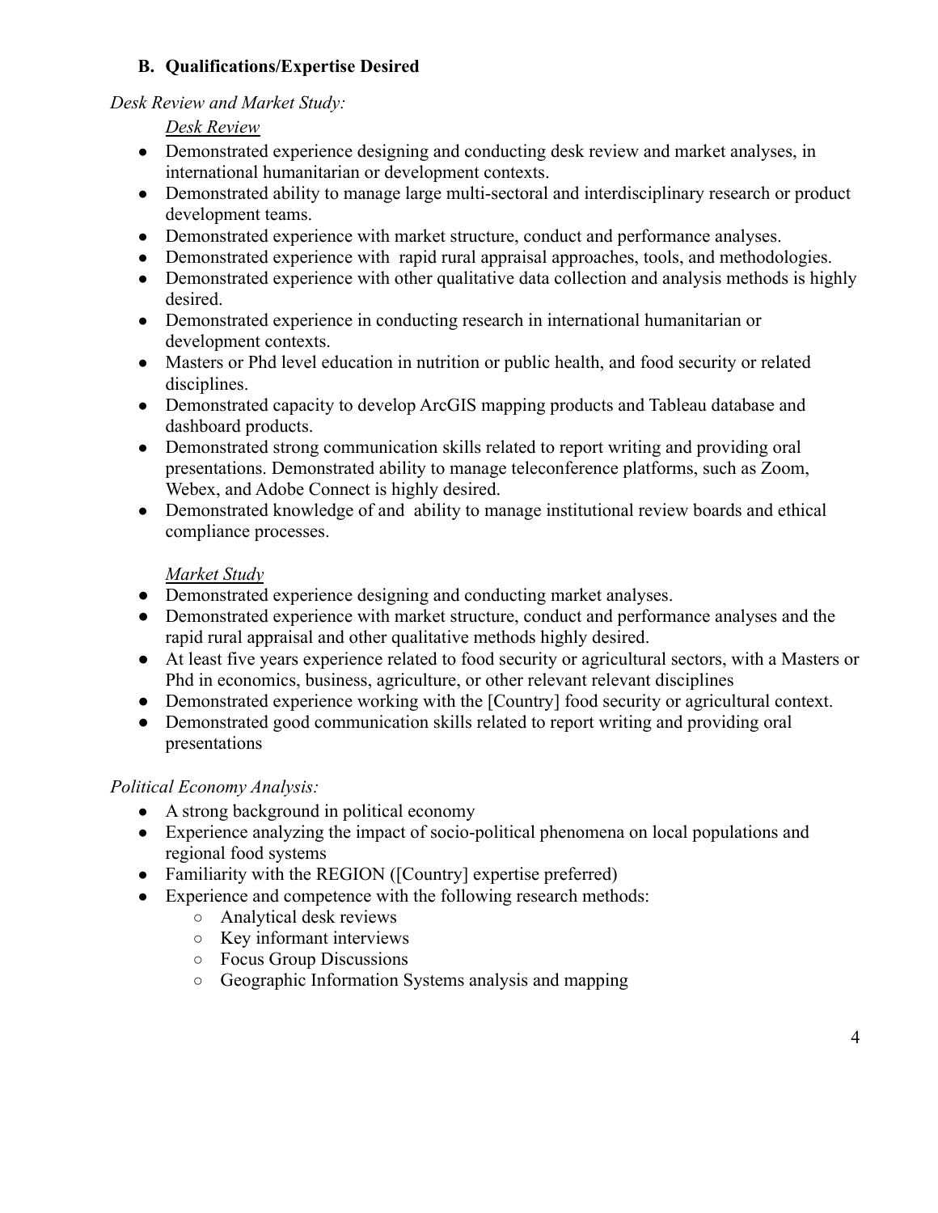### B. Qualifications/Expertise Desired

*Desk Review and Market Study:*

*<u>Desk Review</u>*

- Demonstrated experience designing and conducting desk review and market analyses, in international humanitarian or development contexts.
- Demonstrated ability to manage large multi-sectoral and interdisciplinary research or product development teams.
- Demonstrated experience with market structure, conduct and performance analyses.
- Demonstrated experience with  rapid rural appraisal approaches, tools, and methodologies.
- Demonstrated experience with other qualitative data collection and analysis methods is highly desired.
- Demonstrated experience in conducting research in international humanitarian or development contexts.
- Masters or Phd level education in nutrition or public health, and food security or related disciplines.
- Demonstrated capacity to develop ArcGIS mapping products and Tableau database and dashboard products.
- Demonstrated strong communication skills related to report writing and providing oral presentations. Demonstrated ability to manage teleconference platforms, such as Zoom, Webex, and Adobe Connect is highly desired.
- Demonstrated knowledge of and  ability to manage institutional review boards and ethical compliance processes.

*<u>Market Study</u>*

- Demonstrated experience designing and conducting market analyses.
- Demonstrated experience with market structure, conduct and performance analyses and the rapid rural appraisal and other qualitative methods highly desired.
- At least five years experience related to food security or agricultural sectors, with a Masters or Phd in economics, business, agriculture, or other relevant relevant disciplines
- Demonstrated experience working with the [Country] food security or agricultural context.
- Demonstrated good communication skills related to report writing and providing oral presentations

*Political Economy Analysis:*

- A strong background in political economy
- Experience analyzing the impact of socio-political phenomena on local populations and regional food systems
- Familiarity with the REGION ([Country] expertise preferred)
- Experience and competence with the following research methods:
  - Analytical desk reviews
  - Key informant interviews
  - Focus Group Discussions
  - Geographic Information Systems analysis and mapping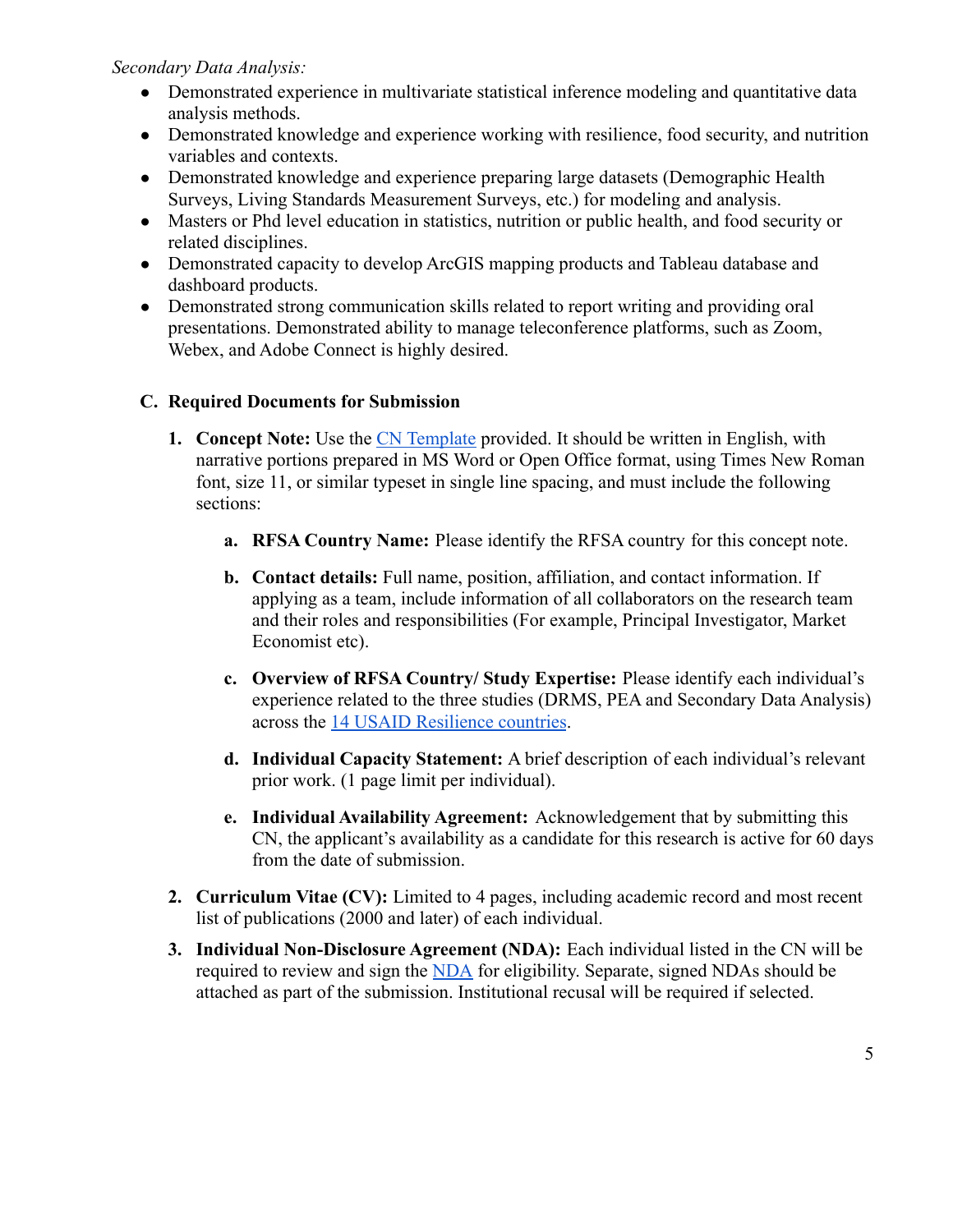*Secondary Data Analysis:*

- Demonstrated experience in multivariate statistical inference modeling and quantitative data analysis methods.
- Demonstrated knowledge and experience working with resilience, food security, and nutrition variables and contexts.
- Demonstrated knowledge and experience preparing large datasets (Demographic Health Surveys, Living Standards Measurement Surveys, etc.) for modeling and analysis.
- Masters or Phd level education in statistics, nutrition or public health, and food security or related disciplines.
- Demonstrated capacity to develop ArcGIS mapping products and Tableau database and dashboard products.
- Demonstrated strong communication skills related to report writing and providing oral presentations. Demonstrated ability to manage teleconference platforms, such as Zoom, Webex, and Adobe Connect is highly desired.

### C. Required Documents for Submission

1. **Concept Note:** Use the [CN Template]() provided. It should be written in English, with narrative portions prepared in MS Word or Open Office format, using Times New Roman font, size 11, or similar typeset in single line spacing, and must include the following sections:

   a. **RFSA Country Name:** Please identify the RFSA country for this concept note.

   b. **Contact details:** Full name, position, affiliation, and contact information. If applying as a team, include information of all collaborators on the research team and their roles and responsibilities (For example, Principal Investigator, Market Economist etc).

   c. **Overview of RFSA Country/ Study Expertise:** Please identify each individual's experience related to the three studies (DRMS, PEA and Secondary Data Analysis) across the [14 USAID Resilience countries]().

   d. **Individual Capacity Statement:** A brief description of each individual's relevant prior work. (1 page limit per individual).

   e. **Individual Availability Agreement:** Acknowledgement that by submitting this CN, the applicant's availability as a candidate for this research is active for 60 days from the date of submission.

2. **Curriculum Vitae (CV):** Limited to 4 pages, including academic record and most recent list of publications (2000 and later) of each individual.

3. **Individual Non-Disclosure Agreement (NDA):** Each individual listed in the CN will be required to review and sign the [NDA]() for eligibility. Separate, signed NDAs should be attached as part of the submission. Institutional recusal will be required if selected.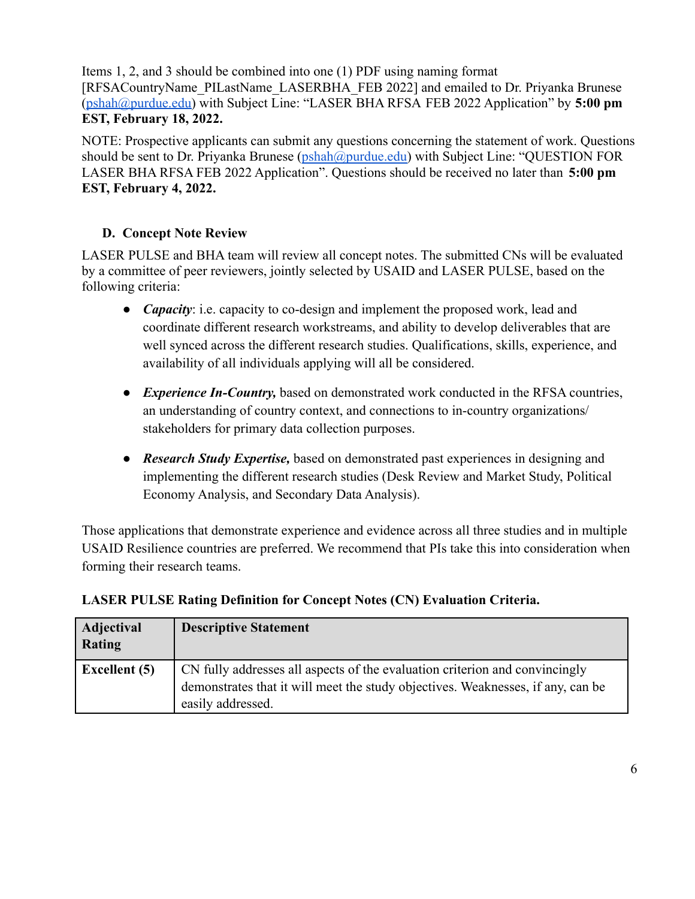Items 1, 2, and 3 should be combined into one (1) PDF using naming format [RFSACountryName_PILastName_LASERBHA_FEB 2022] and emailed to Dr. Priyanka Brunese (pshah@purdue.edu) with Subject Line: "LASER BHA RFSA FEB 2022 Application" by **5:00 pm EST, February 18, 2022.**

NOTE: Prospective applicants can submit any questions concerning the statement of work. Questions should be sent to Dr. Priyanka Brunese (pshah@purdue.edu) with Subject Line: "QUESTION FOR LASER BHA RFSA FEB 2022 Application". Questions should be received no later than **5:00 pm EST, February 4, 2022.**

### D. Concept Note Review

LASER PULSE and BHA team will review all concept notes. The submitted CNs will be evaluated by a committee of peer reviewers, jointly selected by USAID and LASER PULSE, based on the following criteria:

- ***Capacity***: i.e. capacity to co-design and implement the proposed work, lead and coordinate different research workstreams, and ability to develop deliverables that are well synced across the different research studies. Qualifications, skills, experience, and availability of all individuals applying will all be considered.
- ***Experience In-Country,*** based on demonstrated work conducted in the RFSA countries, an understanding of country context, and connections to in-country organizations/ stakeholders for primary data collection purposes.
- ***Research Study Expertise,*** based on demonstrated past experiences in designing and implementing the different research studies (Desk Review and Market Study, Political Economy Analysis, and Secondary Data Analysis).

Those applications that demonstrate experience and evidence across all three studies and in multiple USAID Resilience countries are preferred. We recommend that PIs take this into consideration when forming their research teams.

**LASER PULSE Rating Definition for Concept Notes (CN) Evaluation Criteria.**

| Adjectival Rating | Descriptive Statement |
|---|---|
| **Excellent (5)** | CN fully addresses all aspects of the evaluation criterion and convincingly demonstrates that it will meet the study objectives. Weaknesses, if any, can be easily addressed. |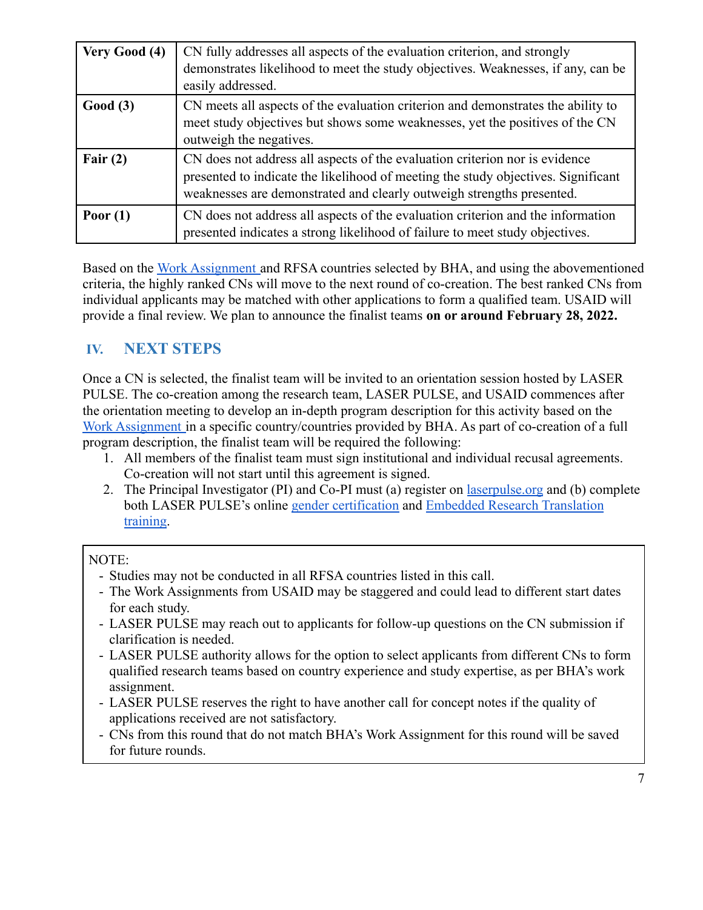| | |
|---|---|
| **Very Good (4)** | CN fully addresses all aspects of the evaluation criterion, and strongly demonstrates likelihood to meet the study objectives. Weaknesses, if any, can be easily addressed. |
| **Good (3)** | CN meets all aspects of the evaluation criterion and demonstrates the ability to meet study objectives but shows some weaknesses, yet the positives of the CN outweigh the negatives. |
| **Fair (2)** | CN does not address all aspects of the evaluation criterion nor is evidence presented to indicate the likelihood of meeting the study objectives. Significant weaknesses are demonstrated and clearly outweigh strengths presented. |
| **Poor (1)** | CN does not address all aspects of the evaluation criterion and the information presented indicates a strong likelihood of failure to meet study objectives. |

Based on the Work Assignment and RFSA countries selected by BHA, and using the abovementioned criteria, the highly ranked CNs will move to the next round of co-creation. The best ranked CNs from individual applicants may be matched with other applications to form a qualified team. USAID will provide a final review. We plan to announce the finalist teams **on or around February 28, 2022.**

## IV. NEXT STEPS

Once a CN is selected, the finalist team will be invited to an orientation session hosted by LASER PULSE. The co-creation among the research team, LASER PULSE, and USAID commences after the orientation meeting to develop an in-depth program description for this activity based on the Work Assignment in a specific country/countries provided by BHA. As part of co-creation of a full program description, the finalist team will be required the following:

1. All members of the finalist team must sign institutional and individual recusal agreements. Co-creation will not start until this agreement is signed.
2. The Principal Investigator (PI) and Co-PI must (a) register on laserpulse.org and (b) complete both LASER PULSE's online gender certification and Embedded Research Translation training.

NOTE:
- Studies may not be conducted in all RFSA countries listed in this call.
- The Work Assignments from USAID may be staggered and could lead to different start dates for each study.
- LASER PULSE may reach out to applicants for follow-up questions on the CN submission if clarification is needed.
- LASER PULSE authority allows for the option to select applicants from different CNs to form qualified research teams based on country experience and study expertise, as per BHA's work assignment.
- LASER PULSE reserves the right to have another call for concept notes if the quality of applications received are not satisfactory.
- CNs from this round that do not match BHA's Work Assignment for this round will be saved for future rounds.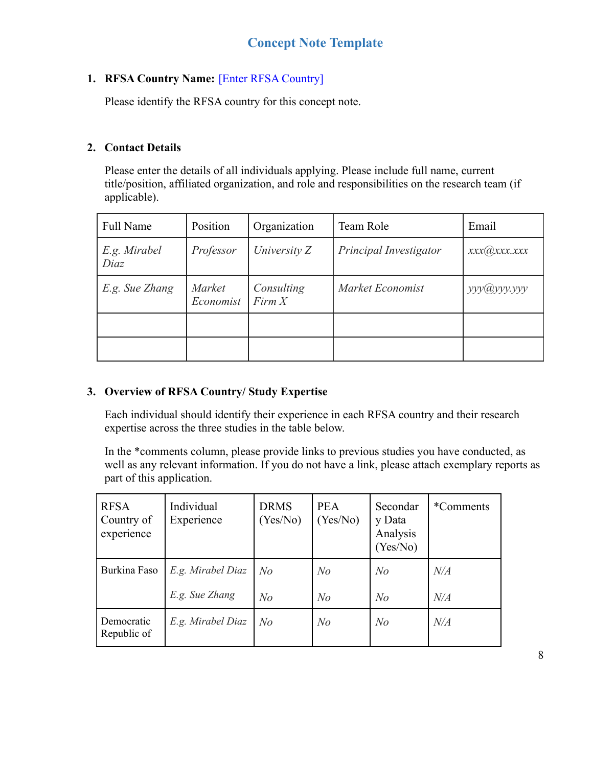# Concept Note Template

1. **RFSA Country Name:** [Enter RFSA Country]

   Please identify the RFSA country for this concept note.

2. **Contact Details**

   Please enter the details of all individuals applying. Please include full name, current title/position, affiliated organization, and role and responsibilities on the research team (if applicable).

| Full Name | Position | Organization | Team Role | Email |
|---|---|---|---|---|
| *E.g. Mirabel Diaz* | *Professor* | *University Z* | *Principal Investigator* | *xxx@xxx.xxx* |
| *E.g. Sue Zhang* | *Market Economist* | *Consulting Firm X* | *Market Economist* | *yyy@yyy.yyy* |
| | | | | |
| | | | | |

3. **Overview of RFSA Country/ Study Expertise**

   Each individual should identify their experience in each RFSA country and their research expertise across the three studies in the table below.

   In the *comments column, please provide links to previous studies you have conducted, as well as any relevant information. If you do not have a link, please attach exemplary reports as part of this application.

| RFSA Country of experience | Individual Experience | DRMS (Yes/No) | PEA (Yes/No) | Secondary Data Analysis (Yes/No) | *Comments |
|---|---|---|---|---|---|
| Burkina Faso | *E.g. Mirabel Diaz* | *No* | *No* | *No* | *N/A* |
| | *E.g. Sue Zhang* | *No* | *No* | *No* | *N/A* |
| Democratic Republic of | *E.g. Mirabel Diaz* | *No* | *No* | *No* | *N/A* |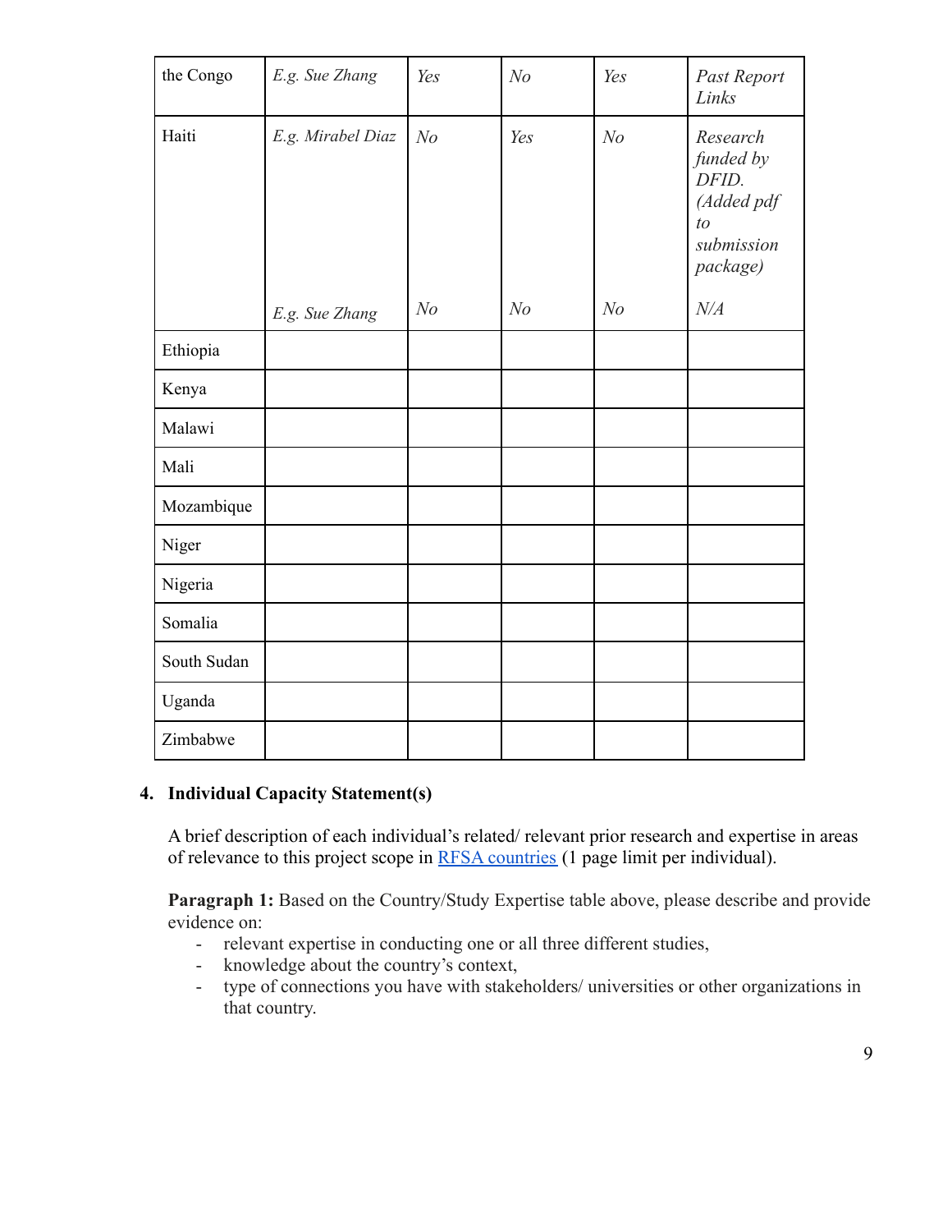| the Congo | *E.g. Sue Zhang* | *Yes* | *No* | *Yes* | *Past Report Links* |
|---|---|---|---|---|---|
| Haiti | *E.g. Mirabel Diaz* | *No* | *Yes* | *No* | *Research funded by DFID. (Added pdf to submission package)* |
| | *E.g. Sue Zhang* | *No* | *No* | *No* | *N/A* |
| Ethiopia | | | | | |
| Kenya | | | | | |
| Malawi | | | | | |
| Mali | | | | | |
| Mozambique | | | | | |
| Niger | | | | | |
| Nigeria | | | | | |
| Somalia | | | | | |
| South Sudan | | | | | |
| Uganda | | | | | |
| Zimbabwe | | | | | |

**4. Individual Capacity Statement(s)**

A brief description of each individual's related/ relevant prior research and expertise in areas of relevance to this project scope in [RFSA countries](#) (1 page limit per individual).

**Paragraph 1:** Based on the Country/Study Expertise table above, please describe and provide evidence on:

- relevant expertise in conducting one or all three different studies,
- knowledge about the country's context,
- type of connections you have with stakeholders/ universities or other organizations in that country.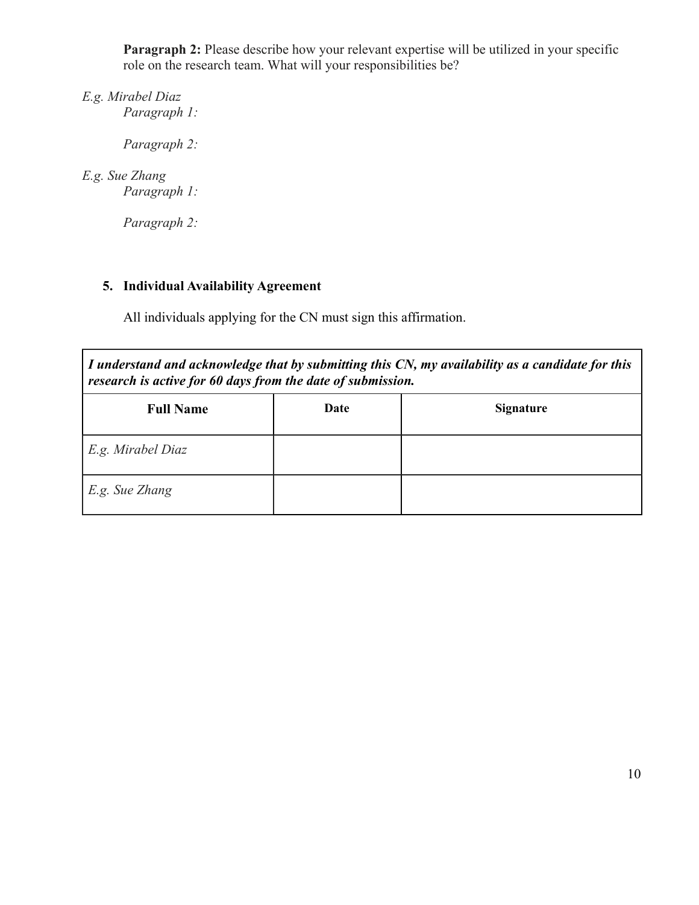**Paragraph 2:** Please describe how your relevant expertise will be utilized in your specific role on the research team. What will your responsibilities be?

*E.g. Mirabel Diaz*

*Paragraph 1:*

*Paragraph 2:*

*E.g. Sue Zhang*

*Paragraph 1:*

*Paragraph 2:*

## 5. Individual Availability Agreement

All individuals applying for the CN must sign this affirmation.

| ***I understand and acknowledge that by submitting this CN, my availability as a candidate for this research is active for 60 days from the date of submission.*** | | |
|---|---|---|
| **Full Name** | **Date** | **Signature** |
| *E.g. Mirabel Diaz* | | |
| *E.g. Sue Zhang* | | |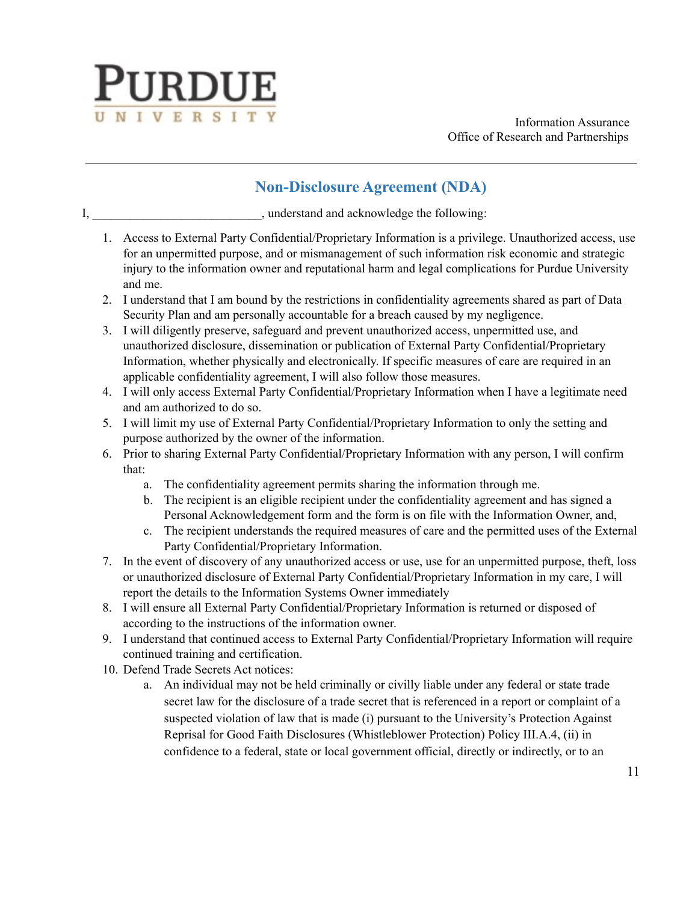PURDUE UNIVERSITY

Information Assurance
Office of Research and Partnerships

## Non-Disclosure Agreement (NDA)

I, ___________________________, understand and acknowledge the following:

1. Access to External Party Confidential/Proprietary Information is a privilege. Unauthorized access, use for an unpermitted purpose, and or mismanagement of such information risk economic and strategic injury to the information owner and reputational harm and legal complications for Purdue University and me.
2. I understand that I am bound by the restrictions in confidentiality agreements shared as part of Data Security Plan and am personally accountable for a breach caused by my negligence.
3. I will diligently preserve, safeguard and prevent unauthorized access, unpermitted use, and unauthorized disclosure, dissemination or publication of External Party Confidential/Proprietary Information, whether physically and electronically. If specific measures of care are required in an applicable confidentiality agreement, I will also follow those measures.
4. I will only access External Party Confidential/Proprietary Information when I have a legitimate need and am authorized to do so.
5. I will limit my use of External Party Confidential/Proprietary Information to only the setting and purpose authorized by the owner of the information.
6. Prior to sharing External Party Confidential/Proprietary Information with any person, I will confirm that:
   a. The confidentiality agreement permits sharing the information through me.
   b. The recipient is an eligible recipient under the confidentiality agreement and has signed a Personal Acknowledgement form and the form is on file with the Information Owner, and,
   c. The recipient understands the required measures of care and the permitted uses of the External Party Confidential/Proprietary Information.
7. In the event of discovery of any unauthorized access or use, use for an unpermitted purpose, theft, loss or unauthorized disclosure of External Party Confidential/Proprietary Information in my care, I will report the details to the Information Systems Owner immediately
8. I will ensure all External Party Confidential/Proprietary Information is returned or disposed of according to the instructions of the information owner.
9. I understand that continued access to External Party Confidential/Proprietary Information will require continued training and certification.
10. Defend Trade Secrets Act notices:
    a. An individual may not be held criminally or civilly liable under any federal or state trade secret law for the disclosure of a trade secret that is referenced in a report or complaint of a suspected violation of law that is made (i) pursuant to the University's Protection Against Reprisal for Good Faith Disclosures (Whistleblower Protection) Policy III.A.4, (ii) in confidence to a federal, state or local government official, directly or indirectly, or to an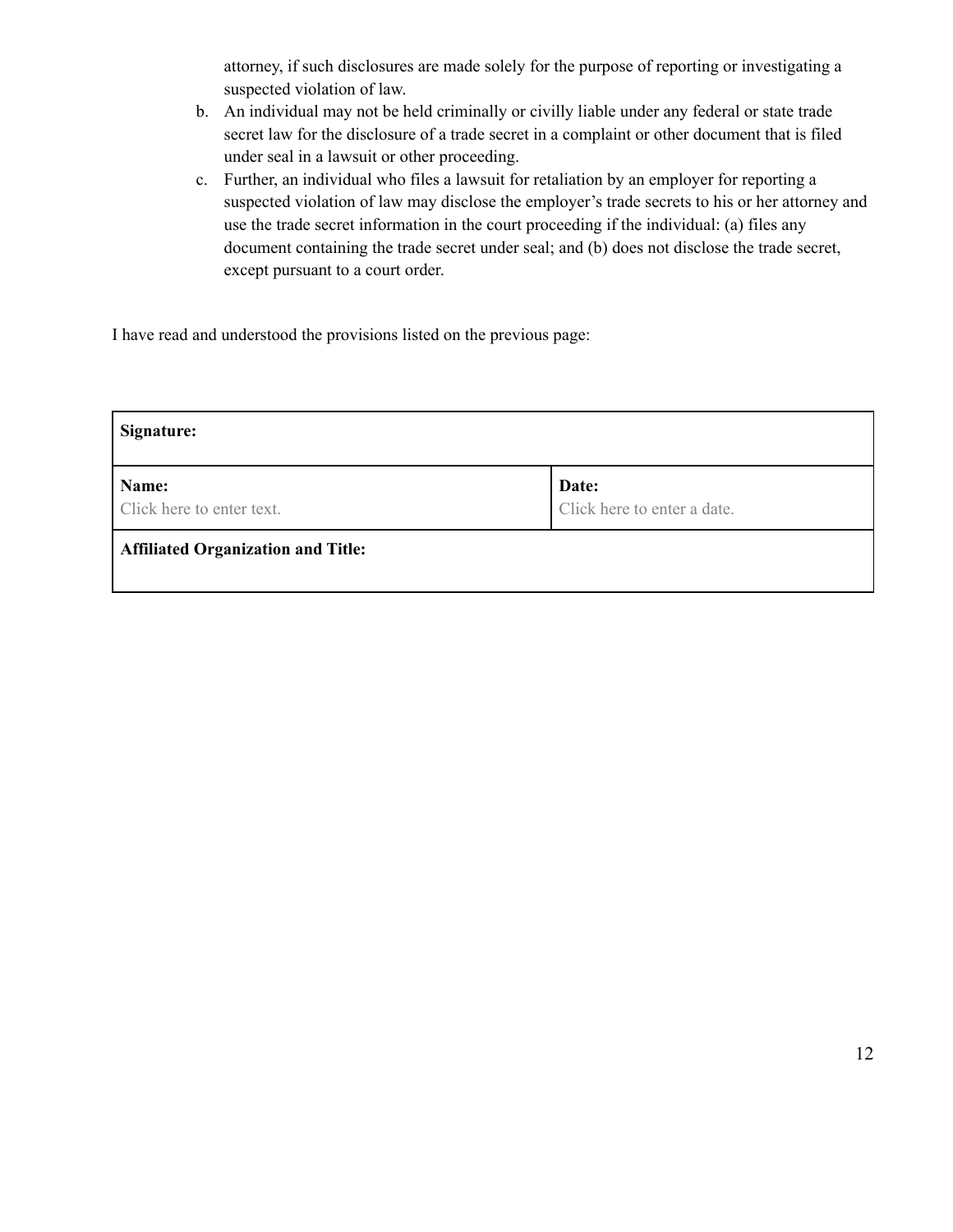attorney, if such disclosures are made solely for the purpose of reporting or investigating a suspected violation of law.

b. An individual may not be held criminally or civilly liable under any federal or state trade secret law for the disclosure of a trade secret in a complaint or other document that is filed under seal in a lawsuit or other proceeding.
c. Further, an individual who files a lawsuit for retaliation by an employer for reporting a suspected violation of law may disclose the employer's trade secrets to his or her attorney and use the trade secret information in the court proceeding if the individual: (a) files any document containing the trade secret under seal; and (b) does not disclose the trade secret, except pursuant to a court order.

I have read and understood the provisions listed on the previous page:

| **Signature:** | |
|---|---|
| **Name:**<br>Click here to enter text. | **Date:**<br>Click here to enter a date. |
| **Affiliated Organization and Title:** | |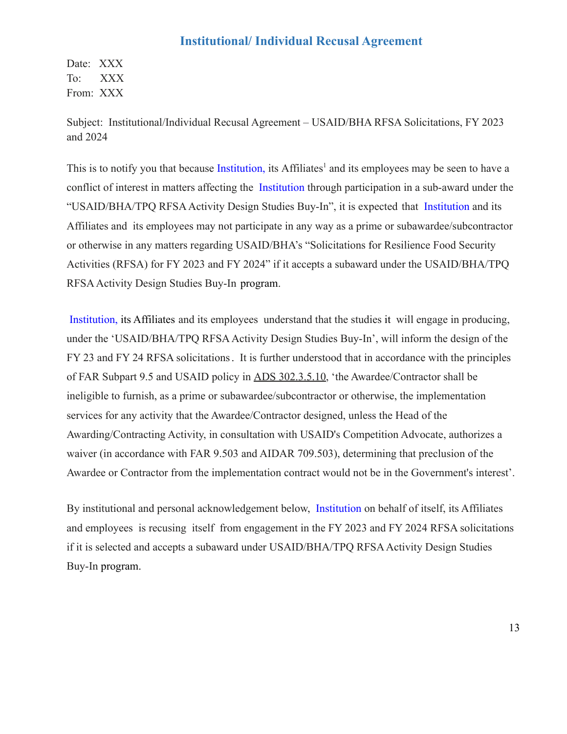## Institutional/ Individual Recusal Agreement

Date: XXX
To: XXX
From: XXX

Subject: Institutional/Individual Recusal Agreement – USAID/BHA RFSA Solicitations, FY 2023 and 2024

This is to notify you that because Institution, its Affiliates[1] and its employees may be seen to have a conflict of interest in matters affecting the Institution through participation in a sub-award under the "USAID/BHA/TPQ RFSA Activity Design Studies Buy-In", it is expected that Institution and its Affiliates and its employees may not participate in any way as a prime or subawardee/subcontractor or otherwise in any matters regarding USAID/BHA's "Solicitations for Resilience Food Security Activities (RFSA) for FY 2023 and FY 2024" if it accepts a subaward under the USAID/BHA/TPQ RFSA Activity Design Studies Buy-In program.

Institution, its Affiliates and its employees understand that the studies it will engage in producing, under the 'USAID/BHA/TPQ RFSA Activity Design Studies Buy-In', will inform the design of the FY 23 and FY 24 RFSA solicitations. It is further understood that in accordance with the principles of FAR Subpart 9.5 and USAID policy in ADS 302.3.5.10, 'the Awardee/Contractor shall be ineligible to furnish, as a prime or subawardee/subcontractor or otherwise, the implementation services for any activity that the Awardee/Contractor designed, unless the Head of the Awarding/Contracting Activity, in consultation with USAID's Competition Advocate, authorizes a waiver (in accordance with FAR 9.503 and AIDAR 709.503), determining that preclusion of the Awardee or Contractor from the implementation contract would not be in the Government's interest'.

By institutional and personal acknowledgement below, Institution on behalf of itself, its Affiliates and employees is recusing itself from engagement in the FY 2023 and FY 2024 RFSA solicitations if it is selected and accepts a subaward under USAID/BHA/TPQ RFSA Activity Design Studies Buy-In program.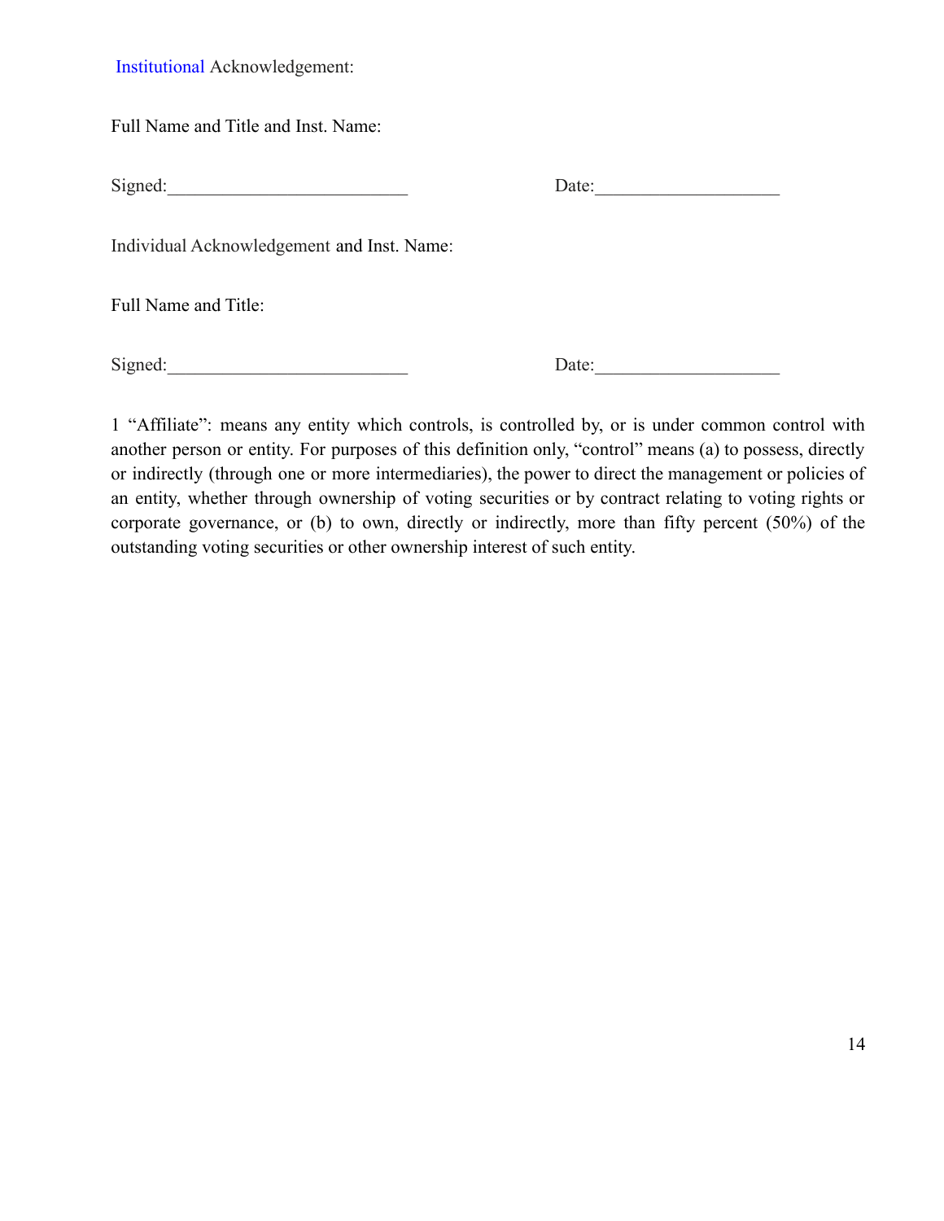Institutional Acknowledgement:

Full Name and Title and Inst. Name:

Signed:_________________________ Date:___________________

Individual Acknowledgement and Inst. Name:

Full Name and Title:

Signed:_________________________ Date:___________________

1 "Affiliate": means any entity which controls, is controlled by, or is under common control with another person or entity. For purposes of this definition only, "control" means (a) to possess, directly or indirectly (through one or more intermediaries), the power to direct the management or policies of an entity, whether through ownership of voting securities or by contract relating to voting rights or corporate governance, or (b) to own, directly or indirectly, more than fifty percent (50%) of the outstanding voting securities or other ownership interest of such entity.